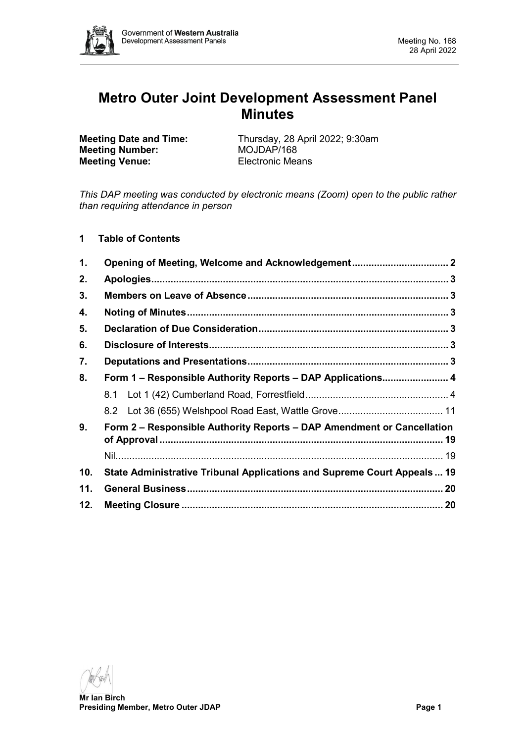# Metro Outer Joint Development Assessment Panel Minutes

**Meeting Date and Time:** Thursday, 28 April 2022; 9:30am
**Meeting Number:** MOJDAP/168
**Meeting Venue:** Electronic Means

*This DAP meeting was conducted by electronic means (Zoom) open to the public rather than requiring attendance in person*

## 1 Table of Contents

| | | |
|---|---|---|
| **1.** | **Opening of Meeting, Welcome and Acknowledgement** | **2** |
| **2.** | **Apologies** | **3** |
| **3.** | **Members on Leave of Absence** | **3** |
| **4.** | **Noting of Minutes** | **3** |
| **5.** | **Declaration of Due Consideration** | **3** |
| **6.** | **Disclosure of Interests** | **3** |
| **7.** | **Deputations and Presentations** | **3** |
| **8.** | **Form 1 – Responsible Authority Reports – DAP Applications** | **4** |
| | 8.1 Lot 1 (42) Cumberland Road, Forrestfield | 4 |
| | 8.2 Lot 36 (655) Welshpool Road East, Wattle Grove | 11 |
| **9.** | **Form 2 – Responsible Authority Reports – DAP Amendment or Cancellation of Approval** | **19** |
| | Nil | 19 |
| **10.** | **State Administrative Tribunal Applications and Supreme Court Appeals** | **19** |
| **11.** | **General Business** | **20** |
| **12.** | **Meeting Closure** | **20** |

**Mr Ian Birch**
**Presiding Member, Metro Outer JDAP**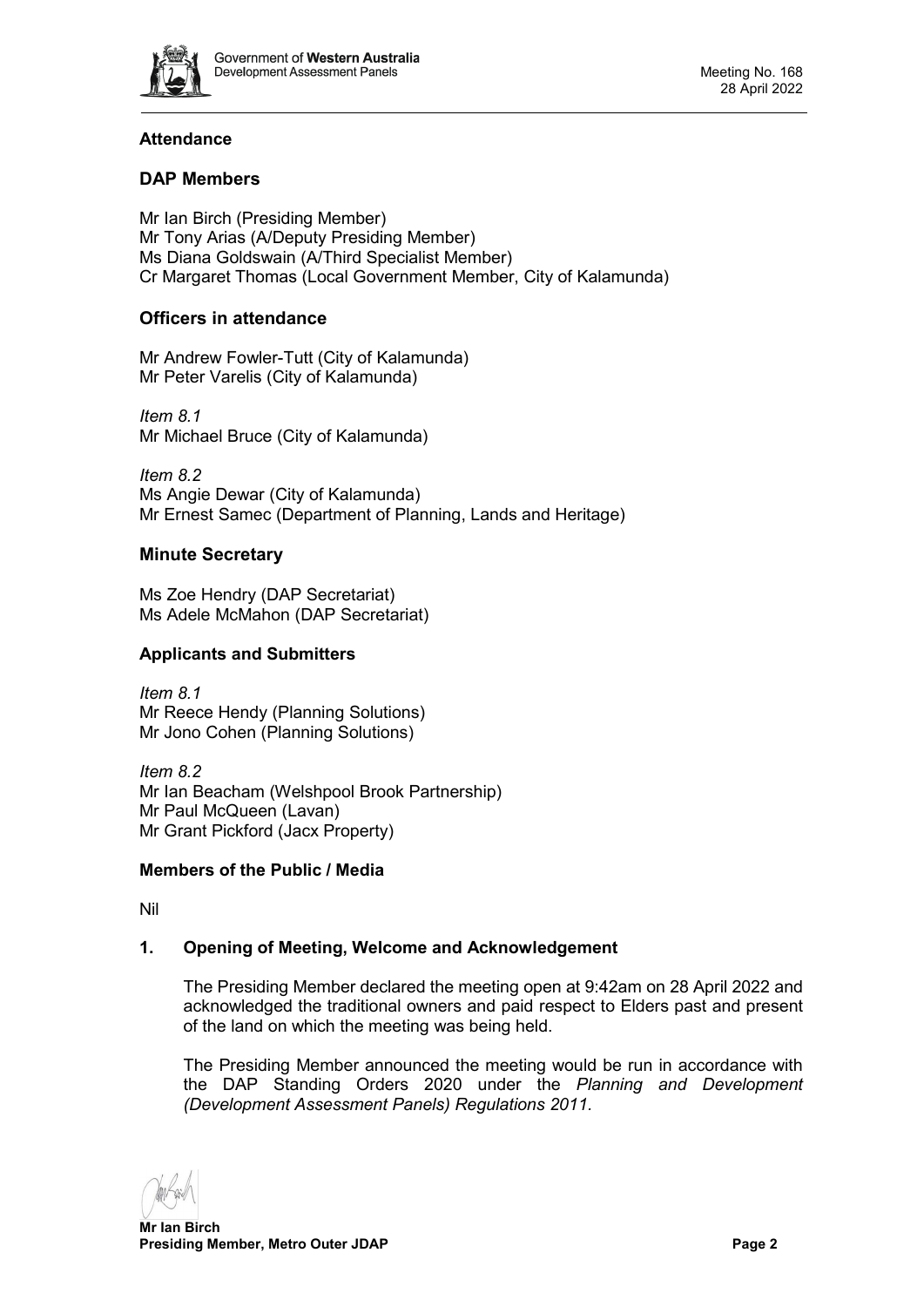**Attendance**

## DAP Members

Mr Ian Birch (Presiding Member)
Mr Tony Arias (A/Deputy Presiding Member)
Ms Diana Goldswain (A/Third Specialist Member)
Cr Margaret Thomas (Local Government Member, City of Kalamunda)

## Officers in attendance

Mr Andrew Fowler-Tutt (City of Kalamunda)
Mr Peter Varelis (City of Kalamunda)

*Item 8.1*
Mr Michael Bruce (City of Kalamunda)

*Item 8.2*
Ms Angie Dewar (City of Kalamunda)
Mr Ernest Samec (Department of Planning, Lands and Heritage)

## Minute Secretary

Ms Zoe Hendry (DAP Secretariat)
Ms Adele McMahon (DAP Secretariat)

**Applicants and Submitters**

*Item 8.1*
Mr Reece Hendy (Planning Solutions)
Mr Jono Cohen (Planning Solutions)

*Item 8.2*
Mr Ian Beacham (Welshpool Brook Partnership)
Mr Paul McQueen (Lavan)
Mr Grant Pickford (Jacx Property)

**Members of the Public / Media**

Nil

**1. Opening of Meeting, Welcome and Acknowledgement**

The Presiding Member declared the meeting open at 9:42am on 28 April 2022 and acknowledged the traditional owners and paid respect to Elders past and present of the land on which the meeting was being held.

The Presiding Member announced the meeting would be run in accordance with the DAP Standing Orders 2020 under the *Planning and Development (Development Assessment Panels) Regulations 2011.*

**Mr Ian Birch**
**Presiding Member, Metro Outer JDAP**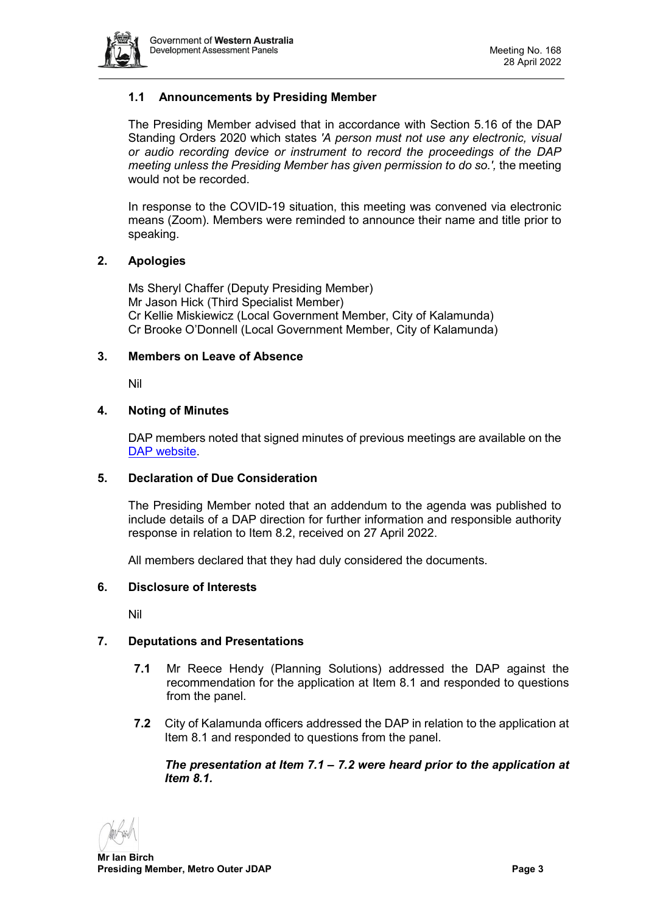### 1.1 Announcements by Presiding Member

The Presiding Member advised that in accordance with Section 5.16 of the DAP Standing Orders 2020 which states *'A person must not use any electronic, visual or audio recording device or instrument to record the proceedings of the DAP meeting unless the Presiding Member has given permission to do so.',* the meeting would not be recorded.

In response to the COVID-19 situation, this meeting was convened via electronic means (Zoom). Members were reminded to announce their name and title prior to speaking.

### 2. Apologies

Ms Sheryl Chaffer (Deputy Presiding Member)
Mr Jason Hick (Third Specialist Member)
Cr Kellie Miskiewicz (Local Government Member, City of Kalamunda)
Cr Brooke O'Donnell (Local Government Member, City of Kalamunda)

### 3. Members on Leave of Absence

Nil

### 4. Noting of Minutes

DAP members noted that signed minutes of previous meetings are available on the DAP website.

### 5. Declaration of Due Consideration

The Presiding Member noted that an addendum to the agenda was published to include details of a DAP direction for further information and responsible authority response in relation to Item 8.2, received on 27 April 2022.

All members declared that they had duly considered the documents.

### 6. Disclosure of Interests

Nil

### 7. Deputations and Presentations

**7.1** Mr Reece Hendy (Planning Solutions) addressed the DAP against the recommendation for the application at Item 8.1 and responded to questions from the panel.

**7.2** City of Kalamunda officers addressed the DAP in relation to the application at Item 8.1 and responded to questions from the panel.

***The presentation at Item 7.1 – 7.2 were heard prior to the application at Item 8.1.***

**Mr Ian Birch**
**Presiding Member, Metro Outer JDAP**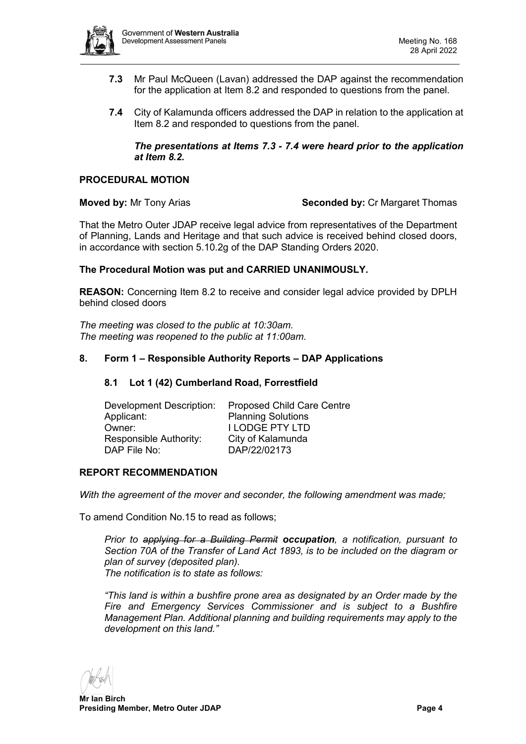**7.3** Mr Paul McQueen (Lavan) addressed the DAP against the recommendation for the application at Item 8.2 and responded to questions from the panel.

**7.4** City of Kalamunda officers addressed the DAP in relation to the application at Item 8.2 and responded to questions from the panel.

***The presentations at Items 7.3 - 7.4 were heard prior to the application at Item 8.2.***

**PROCEDURAL MOTION**

**Moved by:** Mr Tony Arias **Seconded by:** Cr Margaret Thomas

That the Metro Outer JDAP receive legal advice from representatives of the Department of Planning, Lands and Heritage and that such advice is received behind closed doors, in accordance with section 5.10.2g of the DAP Standing Orders 2020.

**The Procedural Motion was put and CARRIED UNANIMOUSLY.**

**REASON:** Concerning Item 8.2 to receive and consider legal advice provided by DPLH behind closed doors

*The meeting was closed to the public at 10:30am.*
*The meeting was reopened to the public at 11:00am.*

## 8. Form 1 – Responsible Authority Reports – DAP Applications

### 8.1 Lot 1 (42) Cumberland Road, Forrestfield

| | |
|---|---|
| Development Description: | Proposed Child Care Centre |
| Applicant: | Planning Solutions |
| Owner: | I LODGE PTY LTD |
| Responsible Authority: | City of Kalamunda |
| DAP File No: | DAP/22/02173 |

**REPORT RECOMMENDATION**

*With the agreement of the mover and seconder, the following amendment was made;*

To amend Condition No.15 to read as follows;

*Prior to ~~applying for a Building Permit~~ **occupation**, a notification, pursuant to Section 70A of the Transfer of Land Act 1893, is to be included on the diagram or plan of survey (deposited plan).*
*The notification is to state as follows:*

*"This land is within a bushfire prone area as designated by an Order made by the Fire and Emergency Services Commissioner and is subject to a Bushfire Management Plan. Additional planning and building requirements may apply to the development on this land."*

**Mr Ian Birch**
**Presiding Member, Metro Outer JDAP**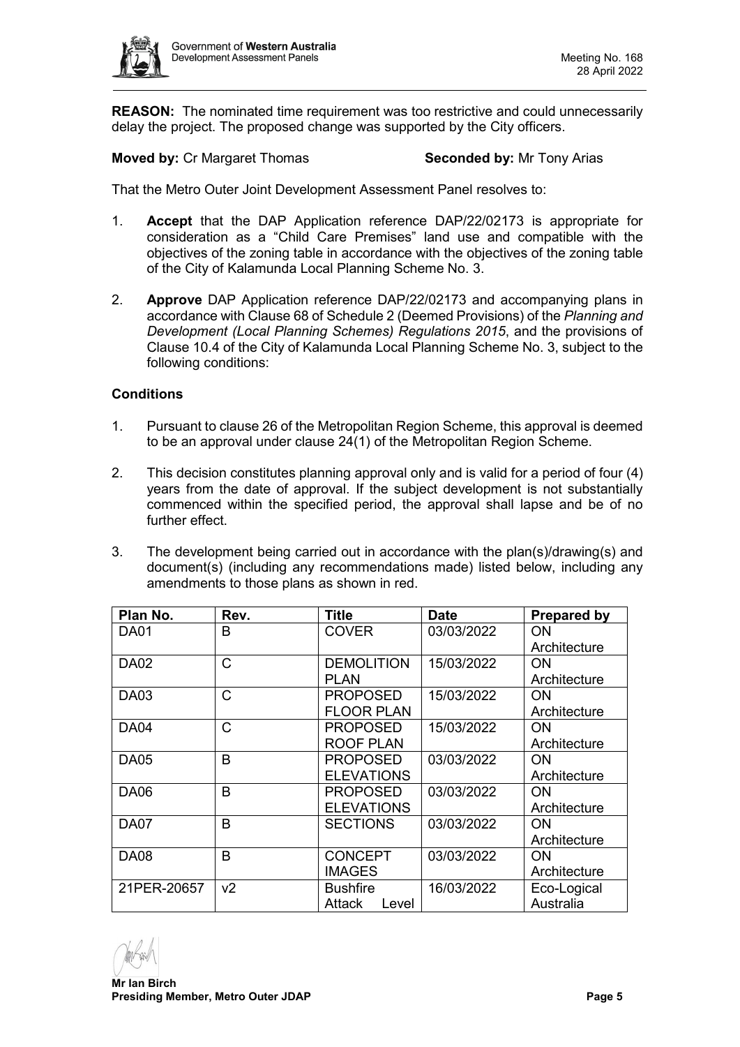**REASON:** The nominated time requirement was too restrictive and could unnecessarily delay the project. The proposed change was supported by the City officers.

**Moved by:** Cr Margaret Thomas **Seconded by:** Mr Tony Arias

That the Metro Outer Joint Development Assessment Panel resolves to:

1. **Accept** that the DAP Application reference DAP/22/02173 is appropriate for consideration as a "Child Care Premises" land use and compatible with the objectives of the zoning table in accordance with the objectives of the zoning table of the City of Kalamunda Local Planning Scheme No. 3.

2. **Approve** DAP Application reference DAP/22/02173 and accompanying plans in accordance with Clause 68 of Schedule 2 (Deemed Provisions) of the *Planning and Development (Local Planning Schemes) Regulations 2015*, and the provisions of Clause 10.4 of the City of Kalamunda Local Planning Scheme No. 3, subject to the following conditions:

**Conditions**

1. Pursuant to clause 26 of the Metropolitan Region Scheme, this approval is deemed to be an approval under clause 24(1) of the Metropolitan Region Scheme.

2. This decision constitutes planning approval only and is valid for a period of four (4) years from the date of approval. If the subject development is not substantially commenced within the specified period, the approval shall lapse and be of no further effect.

3. The development being carried out in accordance with the plan(s)/drawing(s) and document(s) (including any recommendations made) listed below, including any amendments to those plans as shown in red.

| Plan No. | Rev. | Title | Date | Prepared by |
|---|---|---|---|---|
| DA01 | B | COVER | 03/03/2022 | ON Architecture |
| DA02 | C | DEMOLITION PLAN | 15/03/2022 | ON Architecture |
| DA03 | C | PROPOSED FLOOR PLAN | 15/03/2022 | ON Architecture |
| DA04 | C | PROPOSED ROOF PLAN | 15/03/2022 | ON Architecture |
| DA05 | B | PROPOSED ELEVATIONS | 03/03/2022 | ON Architecture |
| DA06 | B | PROPOSED ELEVATIONS | 03/03/2022 | ON Architecture |
| DA07 | B | SECTIONS | 03/03/2022 | ON Architecture |
| DA08 | B | CONCEPT IMAGES | 03/03/2022 | ON Architecture |
| 21PER-20657 | v2 | Bushfire Attack Level | 16/03/2022 | Eco-Logical Australia |

**Mr Ian Birch**
**Presiding Member, Metro Outer JDAP**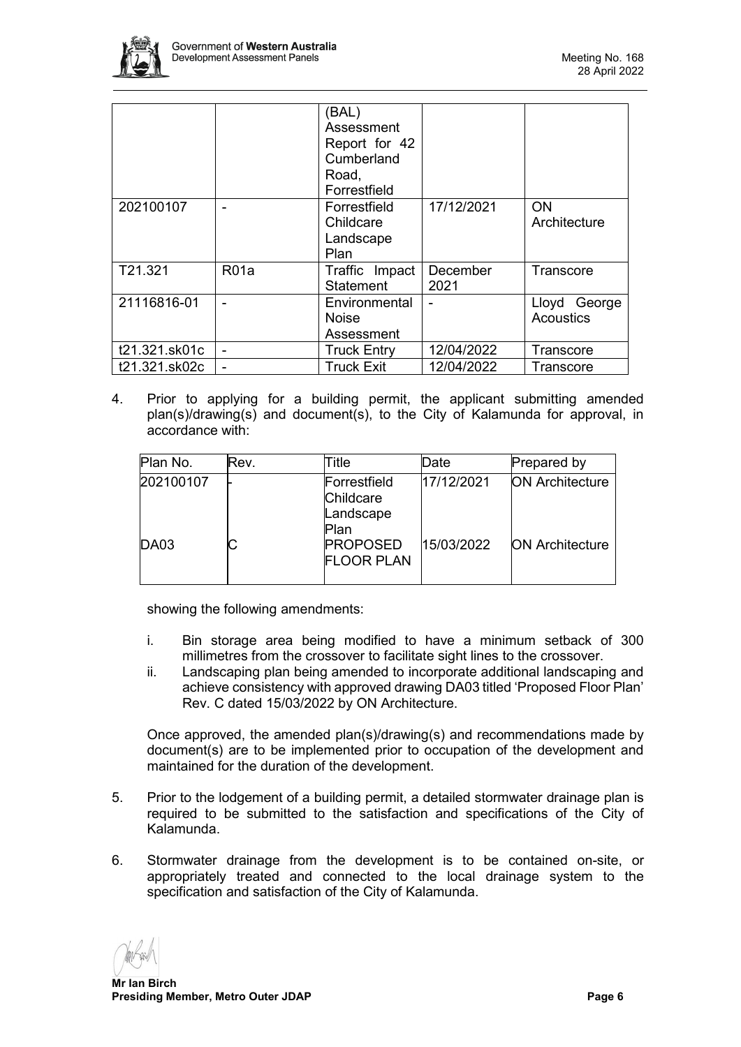| | | (BAL) Assessment Report for 42 Cumberland Road, Forrestfield | | |
|---|---|---|---|---|
| 202100107 | - | Forrestfield Childcare Landscape Plan | 17/12/2021 | ON Architecture |
| T21.321 | R01a | Traffic Impact Statement | December 2021 | Transcore |
| 21116816-01 | - | Environmental Noise Assessment | - | Lloyd George Acoustics |
| t21.321.sk01c | - | Truck Entry | 12/04/2022 | Transcore |
| t21.321.sk02c | - | Truck Exit | 12/04/2022 | Transcore |

4. Prior to applying for a building permit, the applicant submitting amended plan(s)/drawing(s) and document(s), to the City of Kalamunda for approval, in accordance with:

| Plan No. | Rev. | Title | Date | Prepared by |
|---|---|---|---|---|
| 202100107 | - | Forrestfield Childcare Landscape Plan | 17/12/2021 | ON Architecture |
| DA03 | C | PROPOSED FLOOR PLAN | 15/03/2022 | ON Architecture |

showing the following amendments:

i. Bin storage area being modified to have a minimum setback of 300 millimetres from the crossover to facilitate sight lines to the crossover.

ii. Landscaping plan being amended to incorporate additional landscaping and achieve consistency with approved drawing DA03 titled 'Proposed Floor Plan' Rev. C dated 15/03/2022 by ON Architecture.

Once approved, the amended plan(s)/drawing(s) and recommendations made by document(s) are to be implemented prior to occupation of the development and maintained for the duration of the development.

5. Prior to the lodgement of a building permit, a detailed stormwater drainage plan is required to be submitted to the satisfaction and specifications of the City of Kalamunda.

6. Stormwater drainage from the development is to be contained on-site, or appropriately treated and connected to the local drainage system to the specification and satisfaction of the City of Kalamunda.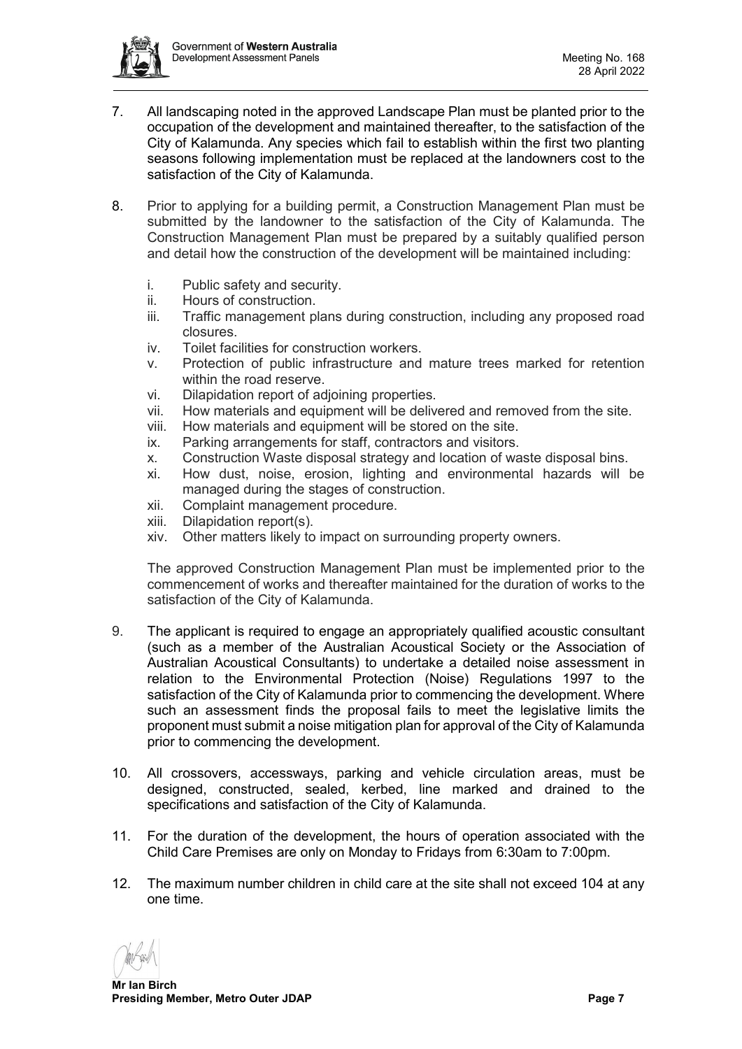7. All landscaping noted in the approved Landscape Plan must be planted prior to the occupation of the development and maintained thereafter, to the satisfaction of the City of Kalamunda. Any species which fail to establish within the first two planting seasons following implementation must be replaced at the landowners cost to the satisfaction of the City of Kalamunda.

8. Prior to applying for a building permit, a Construction Management Plan must be submitted by the landowner to the satisfaction of the City of Kalamunda. The Construction Management Plan must be prepared by a suitably qualified person and detail how the construction of the development will be maintained including:

   i. Public safety and security.
   ii. Hours of construction.
   iii. Traffic management plans during construction, including any proposed road closures.
   iv. Toilet facilities for construction workers.
   v. Protection of public infrastructure and mature trees marked for retention within the road reserve.
   vi. Dilapidation report of adjoining properties.
   vii. How materials and equipment will be delivered and removed from the site.
   viii. How materials and equipment will be stored on the site.
   ix. Parking arrangements for staff, contractors and visitors.
   x. Construction Waste disposal strategy and location of waste disposal bins.
   xi. How dust, noise, erosion, lighting and environmental hazards will be managed during the stages of construction.
   xii. Complaint management procedure.
   xiii. Dilapidation report(s).
   xiv. Other matters likely to impact on surrounding property owners.

   The approved Construction Management Plan must be implemented prior to the commencement of works and thereafter maintained for the duration of works to the satisfaction of the City of Kalamunda.

9. The applicant is required to engage an appropriately qualified acoustic consultant (such as a member of the Australian Acoustical Society or the Association of Australian Acoustical Consultants) to undertake a detailed noise assessment in relation to the Environmental Protection (Noise) Regulations 1997 to the satisfaction of the City of Kalamunda prior to commencing the development. Where such an assessment finds the proposal fails to meet the legislative limits the proponent must submit a noise mitigation plan for approval of the City of Kalamunda prior to commencing the development.

10. All crossovers, accessways, parking and vehicle circulation areas, must be designed, constructed, sealed, kerbed, line marked and drained to the specifications and satisfaction of the City of Kalamunda.

11. For the duration of the development, the hours of operation associated with the Child Care Premises are only on Monday to Fridays from 6:30am to 7:00pm.

12. The maximum number children in child care at the site shall not exceed 104 at any one time.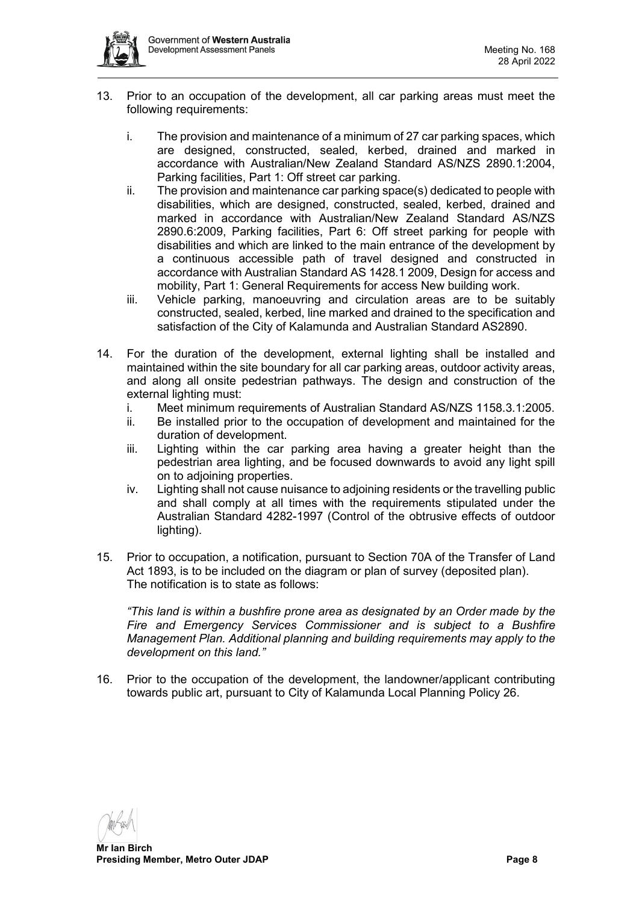13. Prior to an occupation of the development, all car parking areas must meet the following requirements:

    i. The provision and maintenance of a minimum of 27 car parking spaces, which are designed, constructed, sealed, kerbed, drained and marked in accordance with Australian/New Zealand Standard AS/NZS 2890.1:2004, Parking facilities, Part 1: Off street car parking.
    ii. The provision and maintenance car parking space(s) dedicated to people with disabilities, which are designed, constructed, sealed, kerbed, drained and marked in accordance with Australian/New Zealand Standard AS/NZS 2890.6:2009, Parking facilities, Part 6: Off street parking for people with disabilities and which are linked to the main entrance of the development by a continuous accessible path of travel designed and constructed in accordance with Australian Standard AS 1428.1 2009, Design for access and mobility, Part 1: General Requirements for access New building work.
    iii. Vehicle parking, manoeuvring and circulation areas are to be suitably constructed, sealed, kerbed, line marked and drained to the specification and satisfaction of the City of Kalamunda and Australian Standard AS2890.

14. For the duration of the development, external lighting shall be installed and maintained within the site boundary for all car parking areas, outdoor activity areas, and along all onsite pedestrian pathways. The design and construction of the external lighting must:
    i. Meet minimum requirements of Australian Standard AS/NZS 1158.3.1:2005.
    ii. Be installed prior to the occupation of development and maintained for the duration of development.
    iii. Lighting within the car parking area having a greater height than the pedestrian area lighting, and be focused downwards to avoid any light spill on to adjoining properties.
    iv. Lighting shall not cause nuisance to adjoining residents or the travelling public and shall comply at all times with the requirements stipulated under the Australian Standard 4282-1997 (Control of the obtrusive effects of outdoor lighting).

15. Prior to occupation, a notification, pursuant to Section 70A of the Transfer of Land Act 1893, is to be included on the diagram or plan of survey (deposited plan). The notification is to state as follows:

    *"This land is within a bushfire prone area as designated by an Order made by the Fire and Emergency Services Commissioner and is subject to a Bushfire Management Plan. Additional planning and building requirements may apply to the development on this land."*

16. Prior to the occupation of the development, the landowner/applicant contributing towards public art, pursuant to City of Kalamunda Local Planning Policy 26.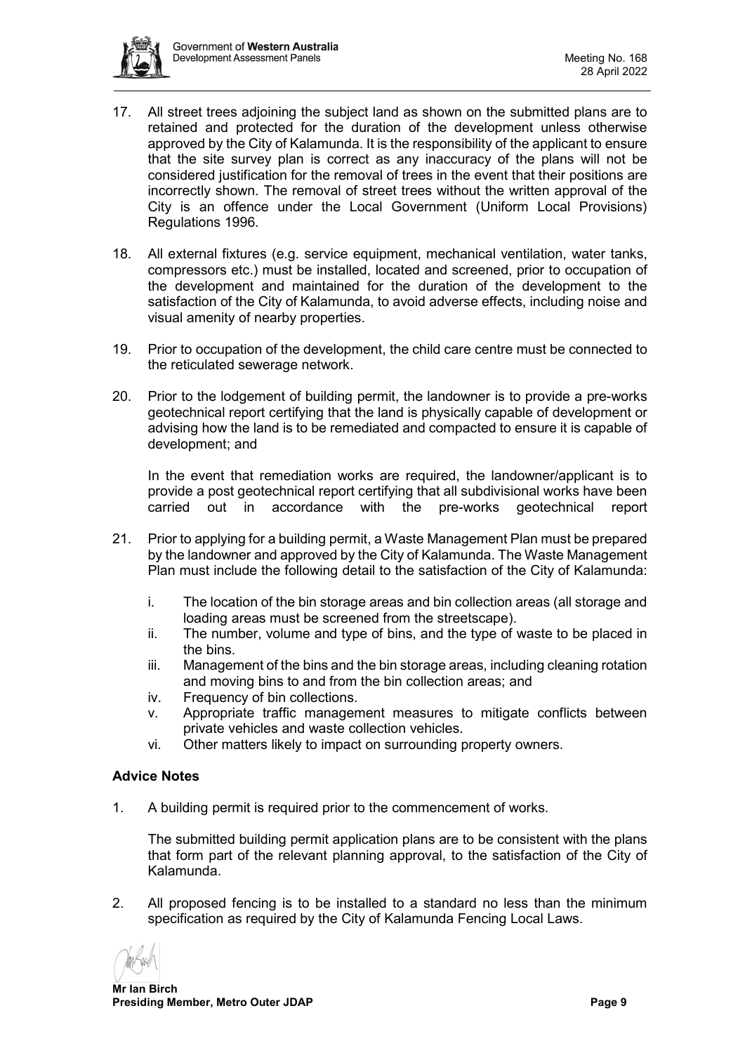17. All street trees adjoining the subject land as shown on the submitted plans are to retained and protected for the duration of the development unless otherwise approved by the City of Kalamunda. It is the responsibility of the applicant to ensure that the site survey plan is correct as any inaccuracy of the plans will not be considered justification for the removal of trees in the event that their positions are incorrectly shown. The removal of street trees without the written approval of the City is an offence under the Local Government (Uniform Local Provisions) Regulations 1996.

18. All external fixtures (e.g. service equipment, mechanical ventilation, water tanks, compressors etc.) must be installed, located and screened, prior to occupation of the development and maintained for the duration of the development to the satisfaction of the City of Kalamunda, to avoid adverse effects, including noise and visual amenity of nearby properties.

19. Prior to occupation of the development, the child care centre must be connected to the reticulated sewerage network.

20. Prior to the lodgement of building permit, the landowner is to provide a pre-works geotechnical report certifying that the land is physically capable of development or advising how the land is to be remediated and compacted to ensure it is capable of development; and

    In the event that remediation works are required, the landowner/applicant is to provide a post geotechnical report certifying that all subdivisional works have been carried out in accordance with the pre-works geotechnical report

21. Prior to applying for a building permit, a Waste Management Plan must be prepared by the landowner and approved by the City of Kalamunda. The Waste Management Plan must include the following detail to the satisfaction of the City of Kalamunda:

    i. The location of the bin storage areas and bin collection areas (all storage and loading areas must be screened from the streetscape).
    ii. The number, volume and type of bins, and the type of waste to be placed in the bins.
    iii. Management of the bins and the bin storage areas, including cleaning rotation and moving bins to and from the bin collection areas; and
    iv. Frequency of bin collections.
    v. Appropriate traffic management measures to mitigate conflicts between private vehicles and waste collection vehicles.
    vi. Other matters likely to impact on surrounding property owners.

**Advice Notes**

1. A building permit is required prior to the commencement of works.

   The submitted building permit application plans are to be consistent with the plans that form part of the relevant planning approval, to the satisfaction of the City of Kalamunda.

2. All proposed fencing is to be installed to a standard no less than the minimum specification as required by the City of Kalamunda Fencing Local Laws.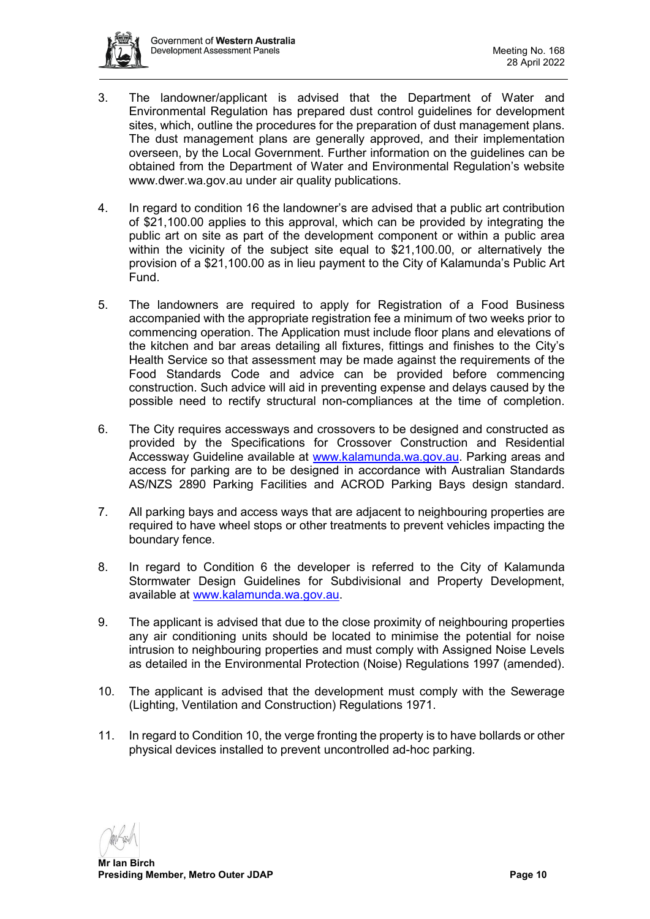3. The landowner/applicant is advised that the Department of Water and Environmental Regulation has prepared dust control guidelines for development sites, which, outline the procedures for the preparation of dust management plans. The dust management plans are generally approved, and their implementation overseen, by the Local Government. Further information on the guidelines can be obtained from the Department of Water and Environmental Regulation's website www.dwer.wa.gov.au under air quality publications.

4. In regard to condition 16 the landowner's are advised that a public art contribution of $21,100.00 applies to this approval, which can be provided by integrating the public art on site as part of the development component or within a public area within the vicinity of the subject site equal to $21,100.00, or alternatively the provision of a $21,100.00 as in lieu payment to the City of Kalamunda's Public Art Fund.

5. The landowners are required to apply for Registration of a Food Business accompanied with the appropriate registration fee a minimum of two weeks prior to commencing operation. The Application must include floor plans and elevations of the kitchen and bar areas detailing all fixtures, fittings and finishes to the City's Health Service so that assessment may be made against the requirements of the Food Standards Code and advice can be provided before commencing construction. Such advice will aid in preventing expense and delays caused by the possible need to rectify structural non-compliances at the time of completion.

6. The City requires accessways and crossovers to be designed and constructed as provided by the Specifications for Crossover Construction and Residential Accessway Guideline available at www.kalamunda.wa.gov.au. Parking areas and access for parking are to be designed in accordance with Australian Standards AS/NZS 2890 Parking Facilities and ACROD Parking Bays design standard.

7. All parking bays and access ways that are adjacent to neighbouring properties are required to have wheel stops or other treatments to prevent vehicles impacting the boundary fence.

8. In regard to Condition 6 the developer is referred to the City of Kalamunda Stormwater Design Guidelines for Subdivisional and Property Development, available at www.kalamunda.wa.gov.au.

9. The applicant is advised that due to the close proximity of neighbouring properties any air conditioning units should be located to minimise the potential for noise intrusion to neighbouring properties and must comply with Assigned Noise Levels as detailed in the Environmental Protection (Noise) Regulations 1997 (amended).

10. The applicant is advised that the development must comply with the Sewerage (Lighting, Ventilation and Construction) Regulations 1971.

11. In regard to Condition 10, the verge fronting the property is to have bollards or other physical devices installed to prevent uncontrolled ad-hoc parking.

**Mr Ian Birch**
**Presiding Member, Metro Outer JDAP**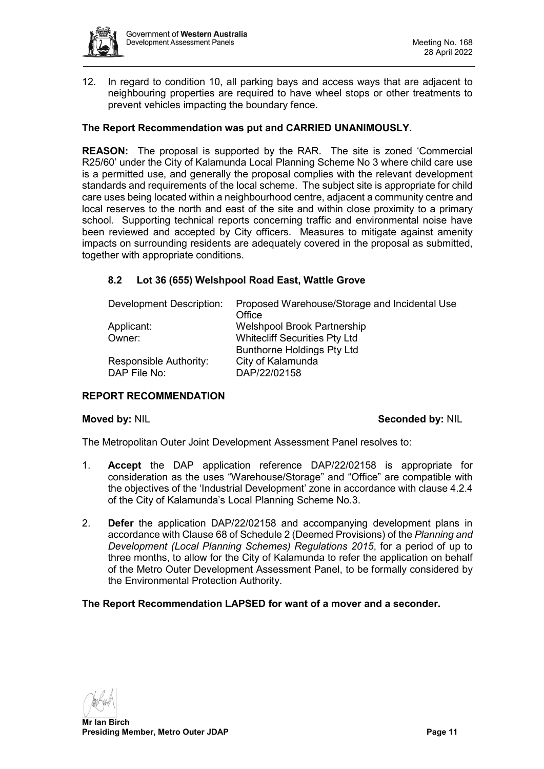12. In regard to condition 10, all parking bays and access ways that are adjacent to neighbouring properties are required to have wheel stops or other treatments to prevent vehicles impacting the boundary fence.

**The Report Recommendation was put and CARRIED UNANIMOUSLY.**

**REASON:** The proposal is supported by the RAR. The site is zoned 'Commercial R25/60' under the City of Kalamunda Local Planning Scheme No 3 where child care use is a permitted use, and generally the proposal complies with the relevant development standards and requirements of the local scheme. The subject site is appropriate for child care uses being located within a neighbourhood centre, adjacent a community centre and local reserves to the north and east of the site and within close proximity to a primary school. Supporting technical reports concerning traffic and environmental noise have been reviewed and accepted by City officers. Measures to mitigate against amenity impacts on surrounding residents are adequately covered in the proposal as submitted, together with appropriate conditions.

### 8.2 Lot 36 (655) Welshpool Road East, Wattle Grove

| | |
|---|---|
| Development Description: | Proposed Warehouse/Storage and Incidental Use Office |
| Applicant: | Welshpool Brook Partnership |
| Owner: | Whitecliff Securities Pty Ltd<br>Bunthorne Holdings Pty Ltd |
| Responsible Authority: | City of Kalamunda |
| DAP File No: | DAP/22/02158 |

**REPORT RECOMMENDATION**

**Moved by:** NIL **Seconded by:** NIL

The Metropolitan Outer Joint Development Assessment Panel resolves to:

1. **Accept** the DAP application reference DAP/22/02158 is appropriate for consideration as the uses "Warehouse/Storage" and "Office" are compatible with the objectives of the 'Industrial Development' zone in accordance with clause 4.2.4 of the City of Kalamunda's Local Planning Scheme No.3.

2. **Defer** the application DAP/22/02158 and accompanying development plans in accordance with Clause 68 of Schedule 2 (Deemed Provisions) of the *Planning and Development (Local Planning Schemes) Regulations 2015*, for a period of up to three months, to allow for the City of Kalamunda to refer the application on behalf of the Metro Outer Development Assessment Panel, to be formally considered by the Environmental Protection Authority.

**The Report Recommendation LAPSED for want of a mover and a seconder.**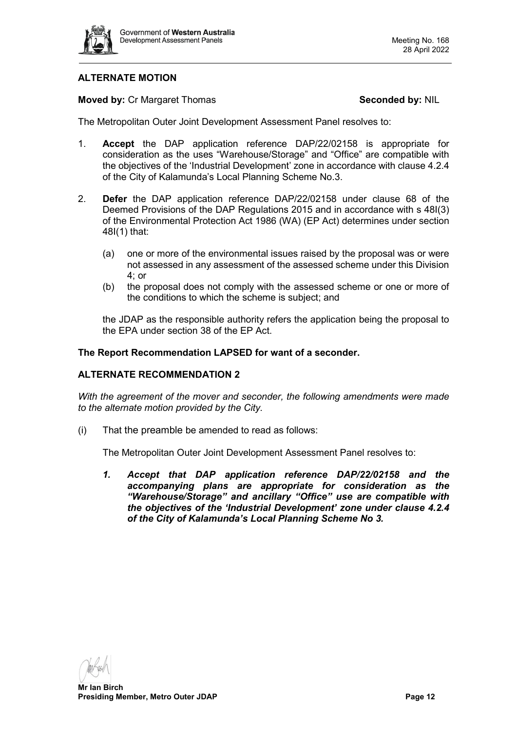## ALTERNATE MOTION

**Moved by:** Cr Margaret Thomas **Seconded by:** NIL

The Metropolitan Outer Joint Development Assessment Panel resolves to:

1. **Accept** the DAP application reference DAP/22/02158 is appropriate for consideration as the uses "Warehouse/Storage" and "Office" are compatible with the objectives of the 'Industrial Development' zone in accordance with clause 4.2.4 of the City of Kalamunda's Local Planning Scheme No.3.

2. **Defer** the DAP application reference DAP/22/02158 under clause 68 of the Deemed Provisions of the DAP Regulations 2015 and in accordance with s 48I(3) of the Environmental Protection Act 1986 (WA) (EP Act) determines under section 48I(1) that:

   (a) one or more of the environmental issues raised by the proposal was or were not assessed in any assessment of the assessed scheme under this Division 4; or

   (b) the proposal does not comply with the assessed scheme or one or more of the conditions to which the scheme is subject; and

   the JDAP as the responsible authority refers the application being the proposal to the EPA under section 38 of the EP Act.

**The Report Recommendation LAPSED for want of a seconder.**

## ALTERNATE RECOMMENDATION 2

*With the agreement of the mover and seconder, the following amendments were made to the alternate motion provided by the City.*

(i) That the preamble be amended to read as follows:

   The Metropolitan Outer Joint Development Assessment Panel resolves to:

   ***1. Accept that DAP application reference DAP/22/02158 and the accompanying plans are appropriate for consideration as the "Warehouse/Storage" and ancillary "Office" use are compatible with the objectives of the 'Industrial Development' zone under clause 4.2.4 of the City of Kalamunda's Local Planning Scheme No 3.***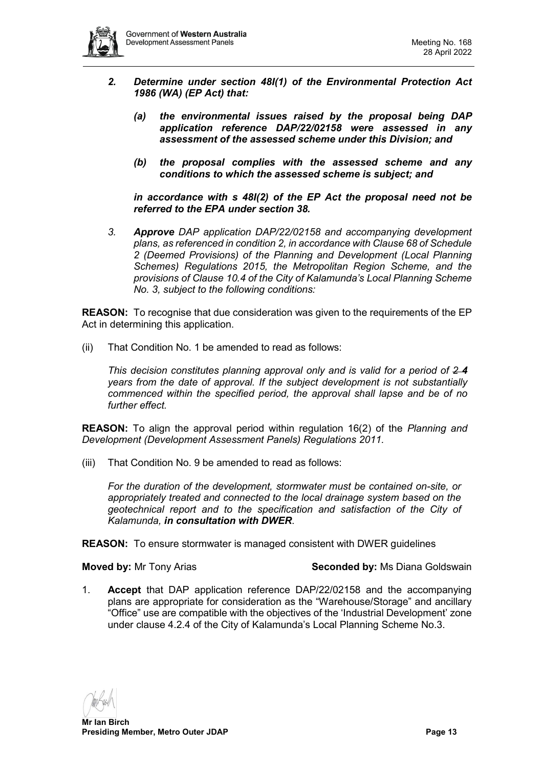*2. **Determine under section 48I(1) of the Environmental Protection Act 1986 (WA) (EP Act) that:***

*(a) **the environmental issues raised by the proposal being DAP application reference DAP/22/02158 were assessed in any assessment of the assessed scheme under this Division; and***

*(b) **the proposal complies with the assessed scheme and any conditions to which the assessed scheme is subject; and***

***in accordance with s 48I(2) of the EP Act the proposal need not be referred to the EPA under section 38.***

*3. **Approve** DAP application DAP/22/02158 and accompanying development plans, as referenced in condition 2, in accordance with Clause 68 of Schedule 2 (Deemed Provisions) of the Planning and Development (Local Planning Schemes) Regulations 2015, the Metropolitan Region Scheme, and the provisions of Clause 10.4 of the City of Kalamunda's Local Planning Scheme No. 3, subject to the following conditions:*

**REASON:** To recognise that due consideration was given to the requirements of the EP Act in determining this application.

(ii) That Condition No. 1 be amended to read as follows:

*This decision constitutes planning approval only and is valid for a period of ~~2~~ **4** years from the date of approval. If the subject development is not substantially commenced within the specified period, the approval shall lapse and be of no further effect.*

**REASON:** To align the approval period within regulation 16(2) of the *Planning and Development (Development Assessment Panels) Regulations 2011.*

(iii) That Condition No. 9 be amended to read as follows:

*For the duration of the development, stormwater must be contained on-site, or appropriately treated and connected to the local drainage system based on the geotechnical report and to the specification and satisfaction of the City of Kalamunda, **in consultation with DWER**.*

**REASON:** To ensure stormwater is managed consistent with DWER guidelines

**Moved by:** Mr Tony Arias **Seconded by:** Ms Diana Goldswain

1. **Accept** that DAP application reference DAP/22/02158 and the accompanying plans are appropriate for consideration as the "Warehouse/Storage" and ancillary "Office" use are compatible with the objectives of the 'Industrial Development' zone under clause 4.2.4 of the City of Kalamunda's Local Planning Scheme No.3.

**Mr Ian Birch**
**Presiding Member, Metro Outer JDAP**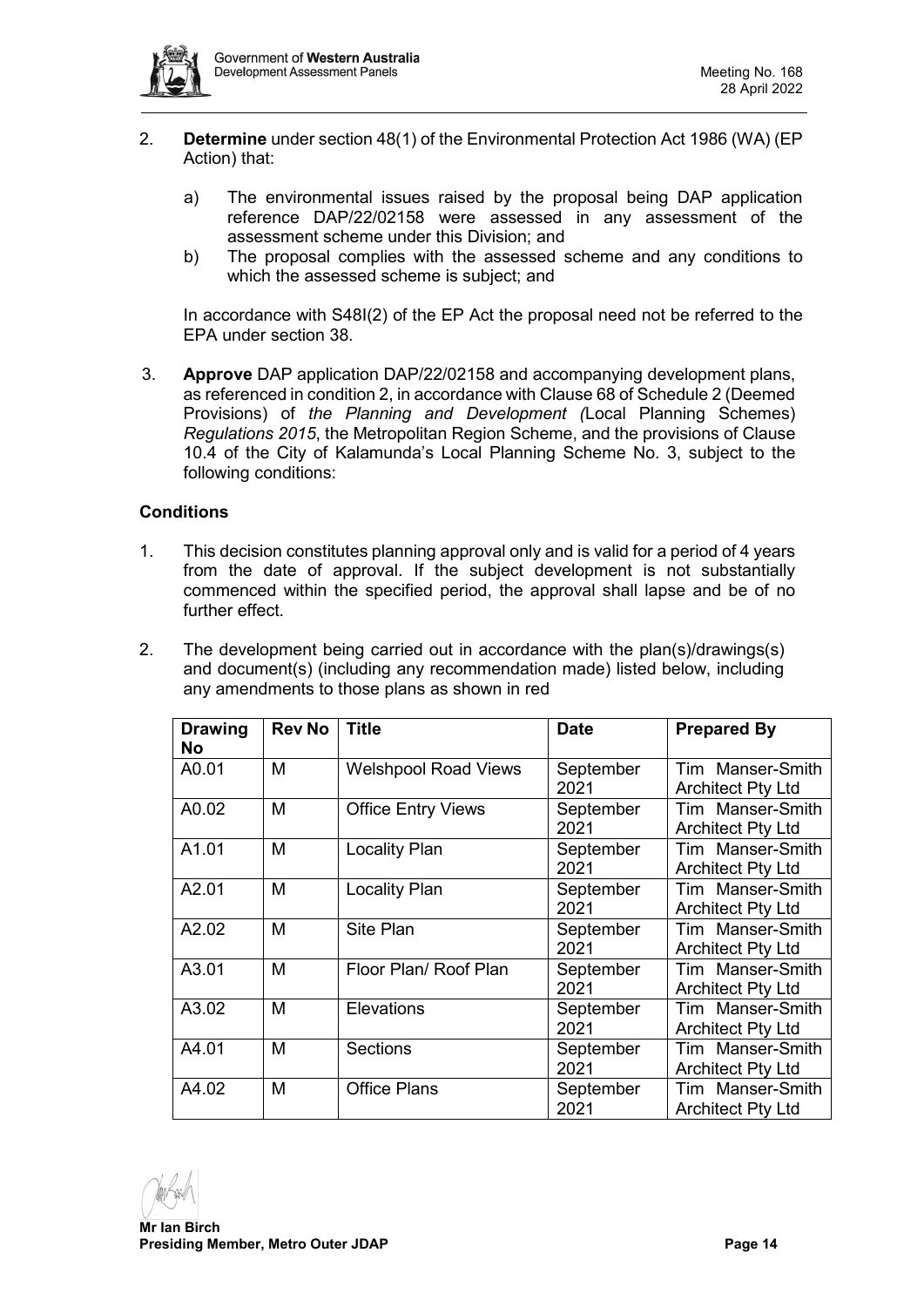2. **Determine** under section 48(1) of the Environmental Protection Act 1986 (WA) (EP Action) that:

    a) The environmental issues raised by the proposal being DAP application reference DAP/22/02158 were assessed in any assessment of the assessment scheme under this Division; and
    b) The proposal complies with the assessed scheme and any conditions to which the assessed scheme is subject; and

    In accordance with S48I(2) of the EP Act the proposal need not be referred to the EPA under section 38.

3. **Approve** DAP application DAP/22/02158 and accompanying development plans, as referenced in condition 2, in accordance with Clause 68 of Schedule 2 (Deemed Provisions) of *the Planning and Development (*Local Planning Schemes) *Regulations 2015*, the Metropolitan Region Scheme, and the provisions of Clause 10.4 of the City of Kalamunda's Local Planning Scheme No. 3, subject to the following conditions:

**Conditions**

1. This decision constitutes planning approval only and is valid for a period of 4 years from the date of approval. If the subject development is not substantially commenced within the specified period, the approval shall lapse and be of no further effect.

2. The development being carried out in accordance with the plan(s)/drawings(s) and document(s) (including any recommendation made) listed below, including any amendments to those plans as shown in red

| Drawing No | Rev No | Title | Date | Prepared By |
|---|---|---|---|---|
| A0.01 | M | Welshpool Road Views | September 2021 | Tim Manser-Smith Architect Pty Ltd |
| A0.02 | M | Office Entry Views | September 2021 | Tim Manser-Smith Architect Pty Ltd |
| A1.01 | M | Locality Plan | September 2021 | Tim Manser-Smith Architect Pty Ltd |
| A2.01 | M | Locality Plan | September 2021 | Tim Manser-Smith Architect Pty Ltd |
| A2.02 | M | Site Plan | September 2021 | Tim Manser-Smith Architect Pty Ltd |
| A3.01 | M | Floor Plan/ Roof Plan | September 2021 | Tim Manser-Smith Architect Pty Ltd |
| A3.02 | M | Elevations | September 2021 | Tim Manser-Smith Architect Pty Ltd |
| A4.01 | M | Sections | September 2021 | Tim Manser-Smith Architect Pty Ltd |
| A4.02 | M | Office Plans | September 2021 | Tim Manser-Smith Architect Pty Ltd |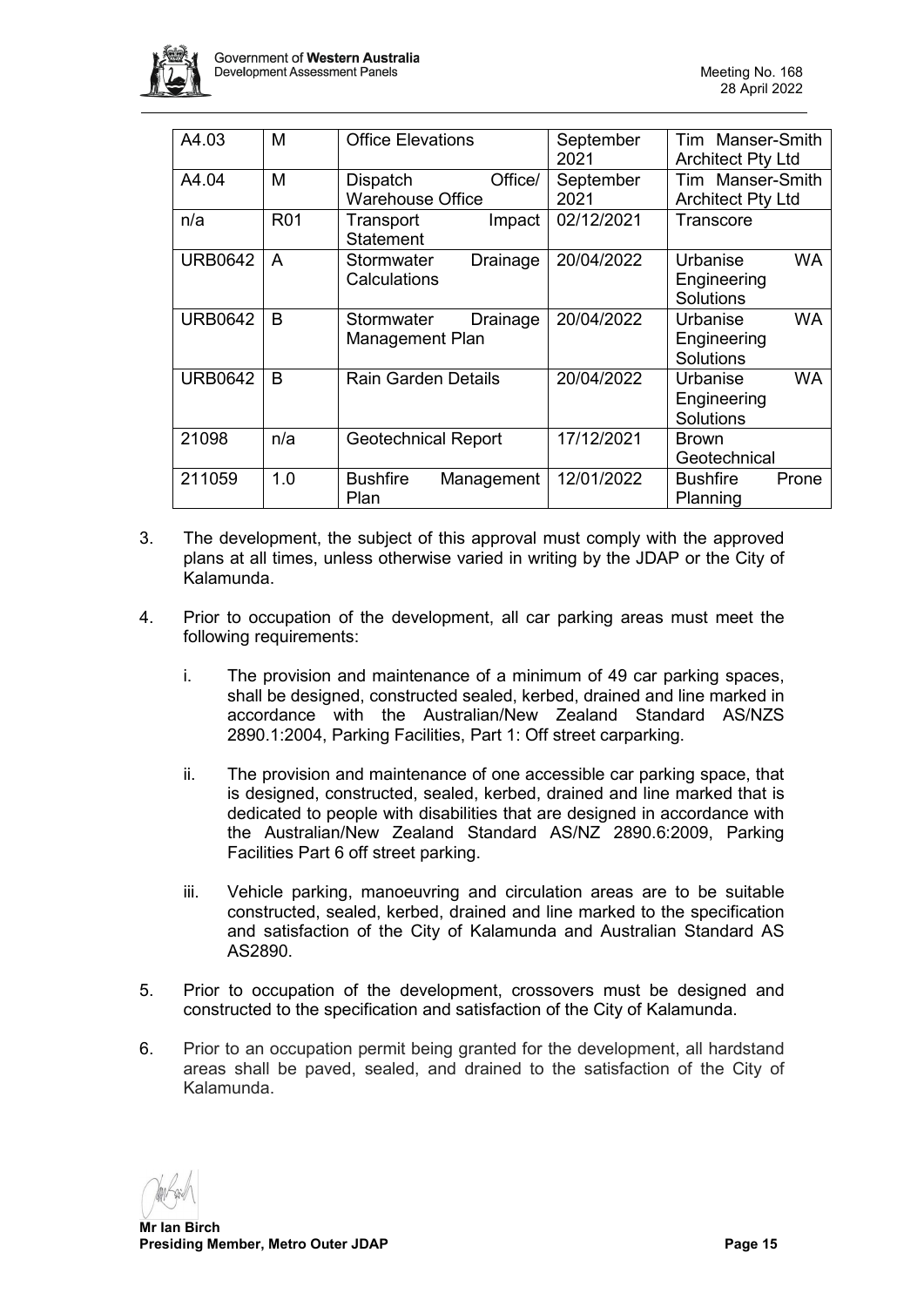| A4.03 | M | Office Elevations | September 2021 | Tim Manser-Smith Architect Pty Ltd |
|---|---|---|---|---|
| A4.04 | M | Dispatch Office/ Warehouse Office | September 2021 | Tim Manser-Smith Architect Pty Ltd |
| n/a | R01 | Transport Impact Statement | 02/12/2021 | Transcore |
| URB0642 | A | Stormwater Drainage Calculations | 20/04/2022 | Urbanise WA Engineering Solutions |
| URB0642 | B | Stormwater Drainage Management Plan | 20/04/2022 | Urbanise WA Engineering Solutions |
| URB0642 | B | Rain Garden Details | 20/04/2022 | Urbanise WA Engineering Solutions |
| 21098 | n/a | Geotechnical Report | 17/12/2021 | Brown Geotechnical |
| 211059 | 1.0 | Bushfire Management Plan | 12/01/2022 | Bushfire Prone Planning |

3. The development, the subject of this approval must comply with the approved plans at all times, unless otherwise varied in writing by the JDAP or the City of Kalamunda.

4. Prior to occupation of the development, all car parking areas must meet the following requirements:

   i. The provision and maintenance of a minimum of 49 car parking spaces, shall be designed, constructed sealed, kerbed, drained and line marked in accordance with the Australian/New Zealand Standard AS/NZS 2890.1:2004, Parking Facilities, Part 1: Off street carparking.

   ii. The provision and maintenance of one accessible car parking space, that is designed, constructed, sealed, kerbed, drained and line marked that is dedicated to people with disabilities that are designed in accordance with the Australian/New Zealand Standard AS/NZ 2890.6:2009, Parking Facilities Part 6 off street parking.

   iii. Vehicle parking, manoeuvring and circulation areas are to be suitable constructed, sealed, kerbed, drained and line marked to the specification and satisfaction of the City of Kalamunda and Australian Standard AS AS2890.

5. Prior to occupation of the development, crossovers must be designed and constructed to the specification and satisfaction of the City of Kalamunda.

6. Prior to an occupation permit being granted for the development, all hardstand areas shall be paved, sealed, and drained to the satisfaction of the City of Kalamunda.

**Mr Ian Birch**
**Presiding Member, Metro Outer JDAP**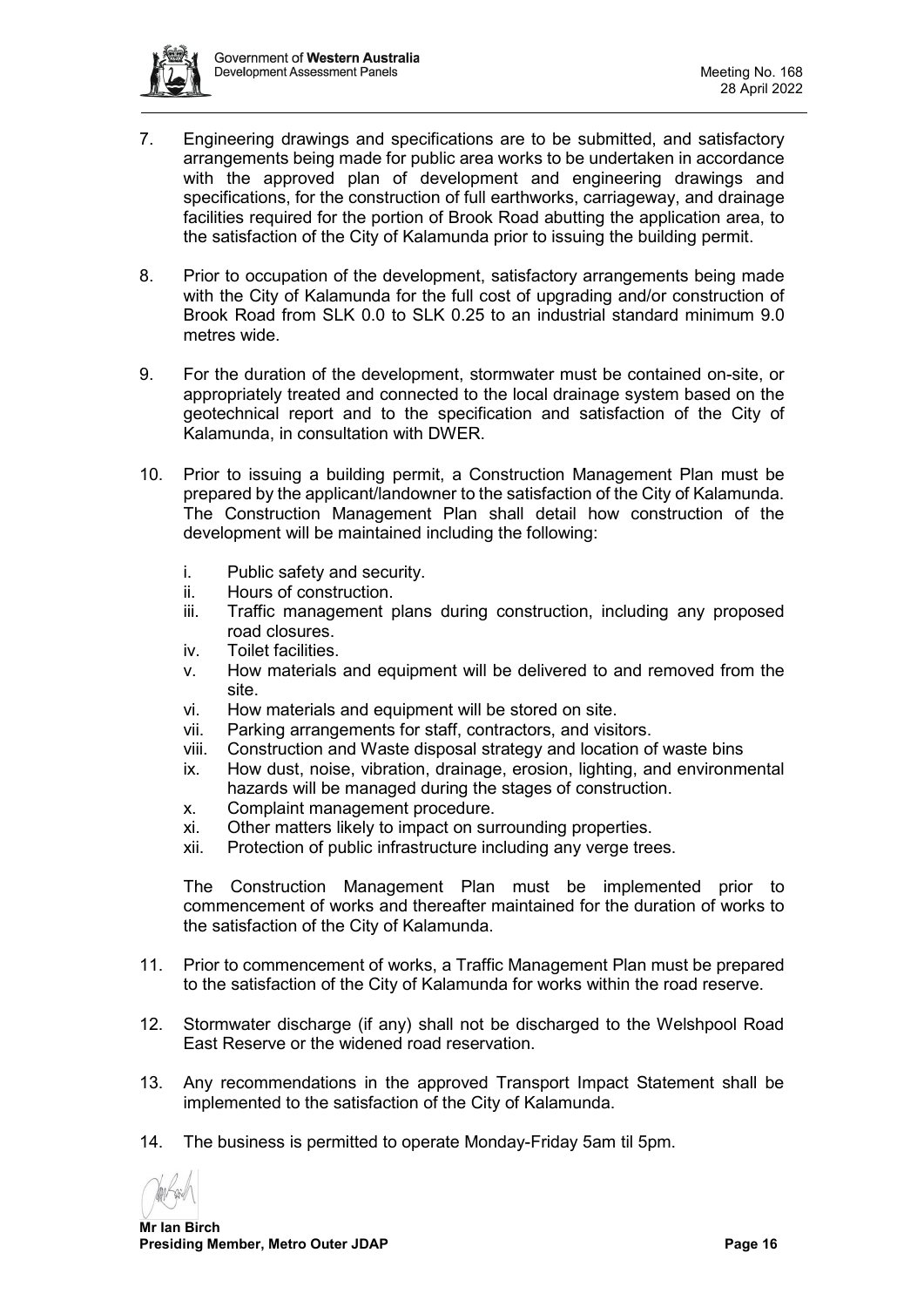7. Engineering drawings and specifications are to be submitted, and satisfactory arrangements being made for public area works to be undertaken in accordance with the approved plan of development and engineering drawings and specifications, for the construction of full earthworks, carriageway, and drainage facilities required for the portion of Brook Road abutting the application area, to the satisfaction of the City of Kalamunda prior to issuing the building permit.

8. Prior to occupation of the development, satisfactory arrangements being made with the City of Kalamunda for the full cost of upgrading and/or construction of Brook Road from SLK 0.0 to SLK 0.25 to an industrial standard minimum 9.0 metres wide.

9. For the duration of the development, stormwater must be contained on-site, or appropriately treated and connected to the local drainage system based on the geotechnical report and to the specification and satisfaction of the City of Kalamunda, in consultation with DWER.

10. Prior to issuing a building permit, a Construction Management Plan must be prepared by the applicant/landowner to the satisfaction of the City of Kalamunda. The Construction Management Plan shall detail how construction of the development will be maintained including the following:

    i. Public safety and security.
    ii. Hours of construction.
    iii. Traffic management plans during construction, including any proposed road closures.
    iv. Toilet facilities.
    v. How materials and equipment will be delivered to and removed from the site.
    vi. How materials and equipment will be stored on site.
    vii. Parking arrangements for staff, contractors, and visitors.
    viii. Construction and Waste disposal strategy and location of waste bins
    ix. How dust, noise, vibration, drainage, erosion, lighting, and environmental hazards will be managed during the stages of construction.
    x. Complaint management procedure.
    xi. Other matters likely to impact on surrounding properties.
    xii. Protection of public infrastructure including any verge trees.

    The Construction Management Plan must be implemented prior to commencement of works and thereafter maintained for the duration of works to the satisfaction of the City of Kalamunda.

11. Prior to commencement of works, a Traffic Management Plan must be prepared to the satisfaction of the City of Kalamunda for works within the road reserve.

12. Stormwater discharge (if any) shall not be discharged to the Welshpool Road East Reserve or the widened road reservation.

13. Any recommendations in the approved Transport Impact Statement shall be implemented to the satisfaction of the City of Kalamunda.

14. The business is permitted to operate Monday-Friday 5am til 5pm.

**Mr Ian Birch**
**Presiding Member, Metro Outer JDAP**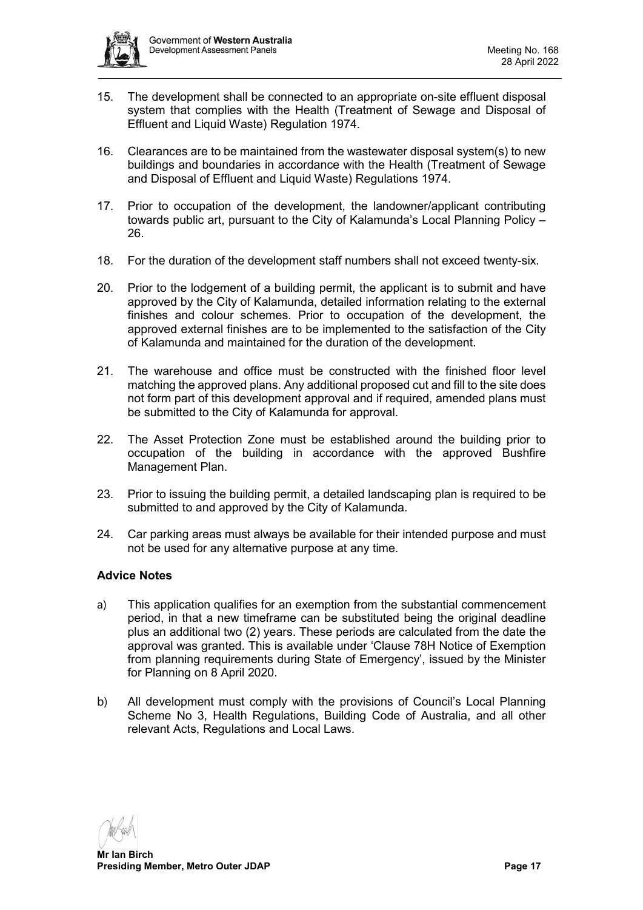15. The development shall be connected to an appropriate on-site effluent disposal system that complies with the Health (Treatment of Sewage and Disposal of Effluent and Liquid Waste) Regulation 1974.

16. Clearances are to be maintained from the wastewater disposal system(s) to new buildings and boundaries in accordance with the Health (Treatment of Sewage and Disposal of Effluent and Liquid Waste) Regulations 1974.

17. Prior to occupation of the development, the landowner/applicant contributing towards public art, pursuant to the City of Kalamunda's Local Planning Policy – 26.

18. For the duration of the development staff numbers shall not exceed twenty-six.

20. Prior to the lodgement of a building permit, the applicant is to submit and have approved by the City of Kalamunda, detailed information relating to the external finishes and colour schemes. Prior to occupation of the development, the approved external finishes are to be implemented to the satisfaction of the City of Kalamunda and maintained for the duration of the development.

21. The warehouse and office must be constructed with the finished floor level matching the approved plans. Any additional proposed cut and fill to the site does not form part of this development approval and if required, amended plans must be submitted to the City of Kalamunda for approval.

22. The Asset Protection Zone must be established around the building prior to occupation of the building in accordance with the approved Bushfire Management Plan.

23. Prior to issuing the building permit, a detailed landscaping plan is required to be submitted to and approved by the City of Kalamunda.

24. Car parking areas must always be available for their intended purpose and must not be used for any alternative purpose at any time.

**Advice Notes**

a) This application qualifies for an exemption from the substantial commencement period, in that a new timeframe can be substituted being the original deadline plus an additional two (2) years. These periods are calculated from the date the approval was granted. This is available under 'Clause 78H Notice of Exemption from planning requirements during State of Emergency', issued by the Minister for Planning on 8 April 2020.

b) All development must comply with the provisions of Council's Local Planning Scheme No 3, Health Regulations, Building Code of Australia, and all other relevant Acts, Regulations and Local Laws.

**Mr Ian Birch**
**Presiding Member, Metro Outer JDAP**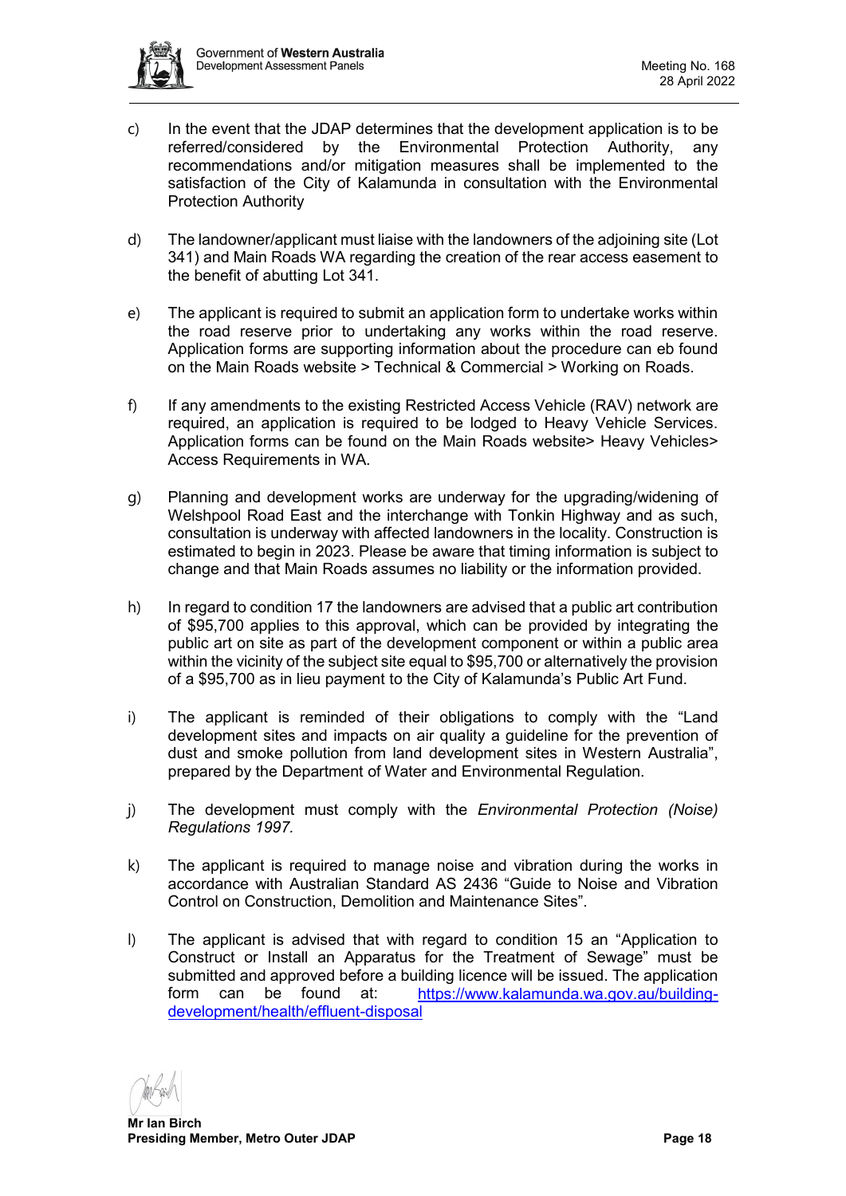c) In the event that the JDAP determines that the development application is to be referred/considered by the Environmental Protection Authority, any recommendations and/or mitigation measures shall be implemented to the satisfaction of the City of Kalamunda in consultation with the Environmental Protection Authority

d) The landowner/applicant must liaise with the landowners of the adjoining site (Lot 341) and Main Roads WA regarding the creation of the rear access easement to the benefit of abutting Lot 341.

e) The applicant is required to submit an application form to undertake works within the road reserve prior to undertaking any works within the road reserve. Application forms are supporting information about the procedure can eb found on the Main Roads website > Technical & Commercial > Working on Roads.

f) If any amendments to the existing Restricted Access Vehicle (RAV) network are required, an application is required to be lodged to Heavy Vehicle Services. Application forms can be found on the Main Roads website> Heavy Vehicles> Access Requirements in WA.

g) Planning and development works are underway for the upgrading/widening of Welshpool Road East and the interchange with Tonkin Highway and as such, consultation is underway with affected landowners in the locality. Construction is estimated to begin in 2023. Please be aware that timing information is subject to change and that Main Roads assumes no liability or the information provided.

h) In regard to condition 17 the landowners are advised that a public art contribution of $95,700 applies to this approval, which can be provided by integrating the public art on site as part of the development component or within a public area within the vicinity of the subject site equal to $95,700 or alternatively the provision of a $95,700 as in lieu payment to the City of Kalamunda's Public Art Fund.

i) The applicant is reminded of their obligations to comply with the "Land development sites and impacts on air quality a guideline for the prevention of dust and smoke pollution from land development sites in Western Australia", prepared by the Department of Water and Environmental Regulation.

j) The development must comply with the *Environmental Protection (Noise) Regulations 1997.*

k) The applicant is required to manage noise and vibration during the works in accordance with Australian Standard AS 2436 "Guide to Noise and Vibration Control on Construction, Demolition and Maintenance Sites".

l) The applicant is advised that with regard to condition 15 an "Application to Construct or Install an Apparatus for the Treatment of Sewage" must be submitted and approved before a building licence will be issued. The application form can be found at: https://www.kalamunda.wa.gov.au/building-development/health/effluent-disposal

**Mr Ian Birch**
**Presiding Member, Metro Outer JDAP**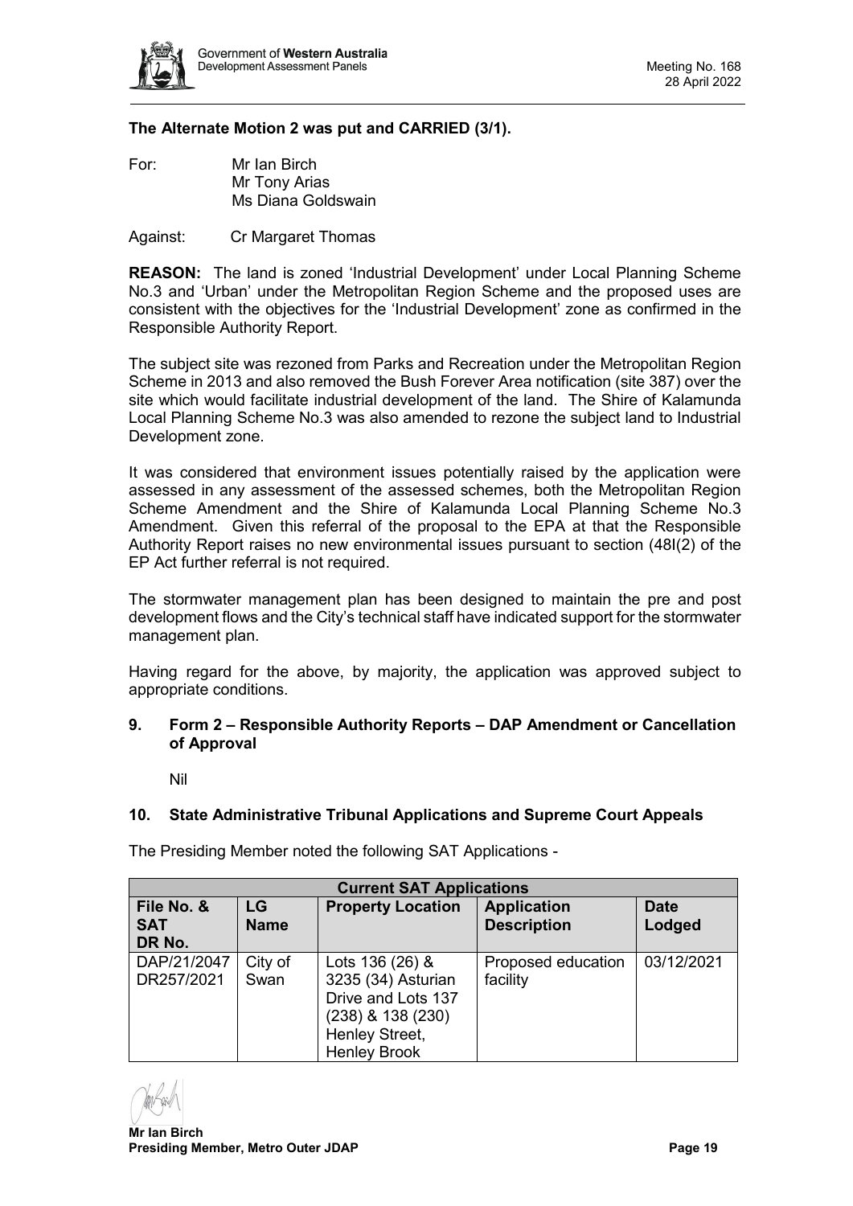**The Alternate Motion 2 was put and CARRIED (3/1).**

For: Mr Ian Birch
Mr Tony Arias
Ms Diana Goldswain

Against: Cr Margaret Thomas

**REASON:** The land is zoned 'Industrial Development' under Local Planning Scheme No.3 and 'Urban' under the Metropolitan Region Scheme and the proposed uses are consistent with the objectives for the 'Industrial Development' zone as confirmed in the Responsible Authority Report.

The subject site was rezoned from Parks and Recreation under the Metropolitan Region Scheme in 2013 and also removed the Bush Forever Area notification (site 387) over the site which would facilitate industrial development of the land. The Shire of Kalamunda Local Planning Scheme No.3 was also amended to rezone the subject land to Industrial Development zone.

It was considered that environment issues potentially raised by the application were assessed in any assessment of the assessed schemes, both the Metropolitan Region Scheme Amendment and the Shire of Kalamunda Local Planning Scheme No.3 Amendment. Given this referral of the proposal to the EPA at that the Responsible Authority Report raises no new environmental issues pursuant to section (48I(2) of the EP Act further referral is not required.

The stormwater management plan has been designed to maintain the pre and post development flows and the City's technical staff have indicated support for the stormwater management plan.

Having regard for the above, by majority, the application was approved subject to appropriate conditions.

## 9. Form 2 – Responsible Authority Reports – DAP Amendment or Cancellation of Approval

Nil

## 10. State Administrative Tribunal Applications and Supreme Court Appeals

The Presiding Member noted the following SAT Applications -

| Current SAT Applications | | | | |
|---|---|---|---|---|
| **File No. & SAT DR No.** | **LG Name** | **Property Location** | **Application Description** | **Date Lodged** |
| DAP/21/2047 DR257/2021 | City of Swan | Lots 136 (26) & 3235 (34) Asturian Drive and Lots 137 (238) & 138 (230) Henley Street, Henley Brook | Proposed education facility | 03/12/2021 |

**Mr Ian Birch**
**Presiding Member, Metro Outer JDAP**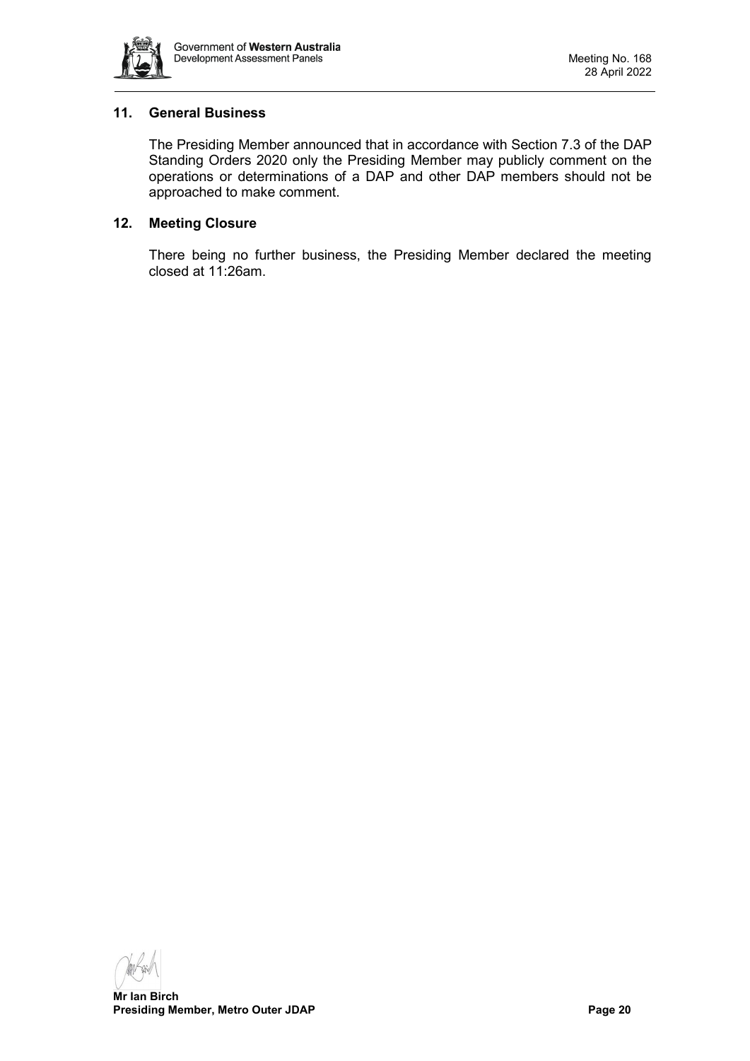## 11. General Business

The Presiding Member announced that in accordance with Section 7.3 of the DAP Standing Orders 2020 only the Presiding Member may publicly comment on the operations or determinations of a DAP and other DAP members should not be approached to make comment.

## 12. Meeting Closure

There being no further business, the Presiding Member declared the meeting closed at 11:26am.

**Mr Ian Birch**
**Presiding Member, Metro Outer JDAP**